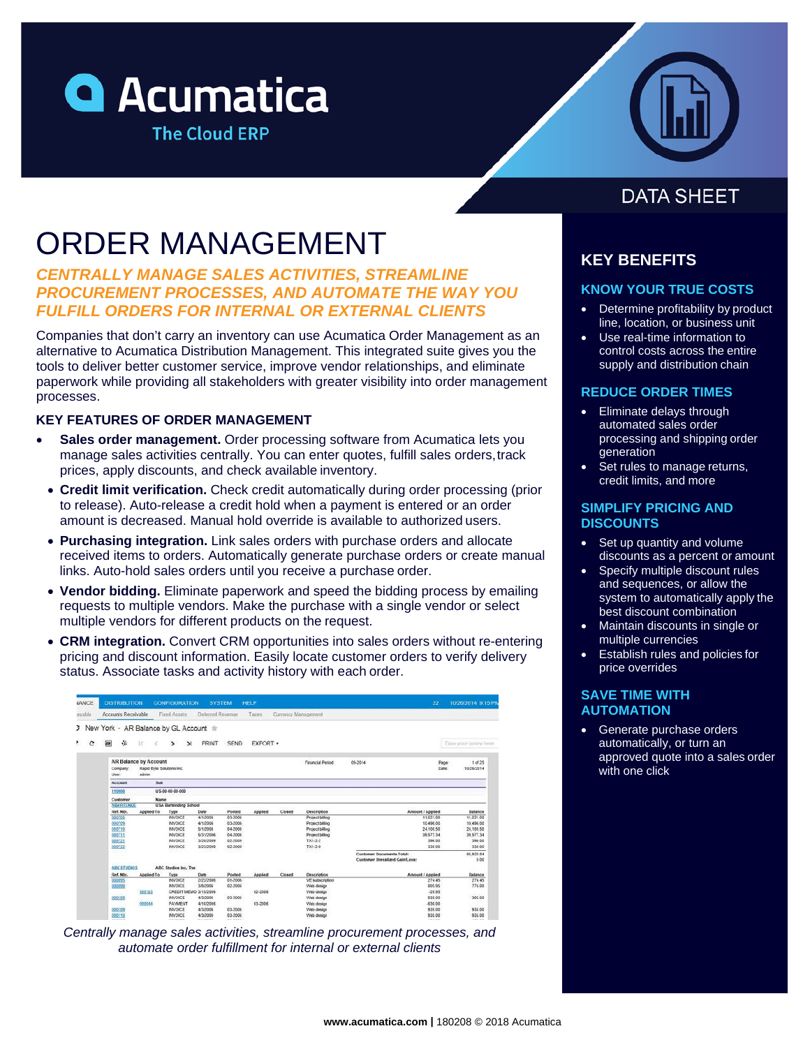# Acumatica

The Cloud ERP

DATA SHEET

# ORDER MANAGEMENT

## *CENTRALLY MANAGE SALES ACTIVITIES, STREAMLINE PROCUREMENT PROCESSES, AND AUTOMATE THE WAY YOU FULFILL ORDERS FOR INTERNAL OR EXTERNAL CLIENTS*

Companies that don't carry an inventory can use Acumatica Order Management as an alternative to Acumatica Distribution Management. This integrated suite gives you the tools to deliver better customer service, improve vendor relationships, and eliminate paperwork while providing all stakeholders with greater visibility into order management processes.

### KEY FEATURES OF ORDER MANAGEMENT

- **Sales order management.** Order processing software from Acumatica lets you manage sales activities centrally. You can enter quotes, fulfill sales orders, track prices, apply discounts, and check available inventory.
- **Credit limit verification.** Check credit automatically during order processing (prior to release). Auto-release a credit hold when a payment is entered or an order amount is decreased. Manual hold override is available to authorized users.
- **Purchasing integration.** Link sales orders with purchase orders and allocate received items to orders. Automatically generate purchase orders or create manual links. Auto-hold sales orders until you receive a purchase order.
- **Vendor bidding.** Eliminate paperwork and speed the bidding process by emailing requests to multiple vendors. Make the purchase with a single vendor or select multiple vendors for different products on the request.
- **CRM integration.** Convert CRM opportunities into sales orders without re-entering pricing and discount information. Easily locate customer orders to verify delivery status. Associate tasks and activity history with each order.

*Centrally manage sales activities, streamline procurement processes, and automate order fulfillment for internal or external clients*

## KEY BENEFITS

### KNOW YOUR TRUE COSTS

- Determine profitability by product line, location, or business unit
- Use real-time information to control costs across the entire supply and distribution chain

### REDUCE ORDER TIMES

- Eliminate delays through automated sales order processing and shipping order generation
- Set rules to manage returns, credit limits, and more

### SIMPLIFY PRICING AND DISCOUNTS

- Set up quantity and volume discounts as a percent or amount
- Specify multiple discount rules and sequences, or allow the system to automatically apply the best discount combination
- Maintain discounts in single or multiple currencies
- Establish rules and policies for price overrides

### SAVE TIME WITH AUTOMATION

- Generate purchase orders automatically, or turn an approved quote into a sales order with one click

**www.acumatica.com |** 180208 © 2018 Acumatica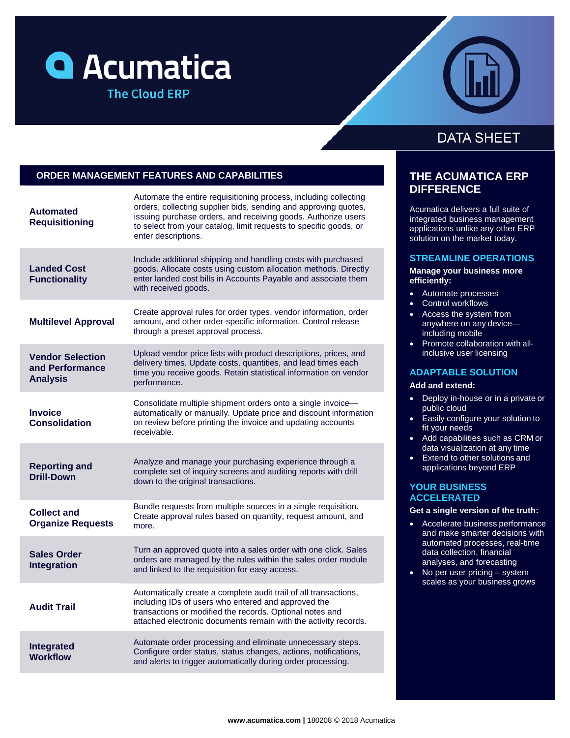# Acumatica

The Cloud ERP

DATA SHEET

## ORDER MANAGEMENT FEATURES AND CAPABILITIES

| | |
|---|---|
| **Automated Requisitioning** | Automate the entire requisitioning process, including collecting orders, collecting supplier bids, sending and approving quotes, issuing purchase orders, and receiving goods. Authorize users to select from your catalog, limit requests to specific goods, or enter descriptions. |
| **Landed Cost Functionality** | Include additional shipping and handling costs with purchased goods. Allocate costs using custom allocation methods. Directly enter landed cost bills in Accounts Payable and associate them with received goods. |
| **Multilevel Approval** | Create approval rules for order types, vendor information, order amount, and other order-specific information. Control release through a preset approval process. |
| **Vendor Selection and Performance Analysis** | Upload vendor price lists with product descriptions, prices, and delivery times. Update costs, quantities, and lead times each time you receive goods. Retain statistical information on vendor performance. |
| **Invoice Consolidation** | Consolidate multiple shipment orders onto a single invoice—automatically or manually. Update price and discount information on review before printing the invoice and updating accounts receivable. |
| **Reporting and Drill-Down** | Analyze and manage your purchasing experience through a complete set of inquiry screens and auditing reports with drill down to the original transactions. |
| **Collect and Organize Requests** | Bundle requests from multiple sources in a single requisition. Create approval rules based on quantity, request amount, and more. |
| **Sales Order Integration** | Turn an approved quote into a sales order with one click. Sales orders are managed by the rules within the sales order module and linked to the requisition for easy access. |
| **Audit Trail** | Automatically create a complete audit trail of all transactions, including IDs of users who entered and approved the transactions or modified the records. Optional notes and attached electronic documents remain with the activity records. |
| **Integrated Workflow** | Automate order processing and eliminate unnecessary steps. Configure order status, status changes, actions, notifications, and alerts to trigger automatically during order processing. |

## THE ACUMATICA ERP DIFFERENCE

Acumatica delivers a full suite of integrated business management applications unlike any other ERP solution on the market today.

### STREAMLINE OPERATIONS

**Manage your business more efficiently:**

- Automate processes
- Control workflows
- Access the system from anywhere on any device—including mobile
- Promote collaboration with all-inclusive user licensing

### ADAPTABLE SOLUTION

**Add and extend:**

- Deploy in-house or in a private or public cloud
- Easily configure your solution to fit your needs
- Add capabilities such as CRM or data visualization at any time
- Extend to other solutions and applications beyond ERP

### YOUR BUSINESS ACCELERATED

**Get a single version of the truth:**

- Accelerate business performance and make smarter decisions with automated processes, real-time data collection, financial analyses, and forecasting
- No per user pricing – system scales as your business grows

**www.acumatica.com |** 180208 © 2018 Acumatica